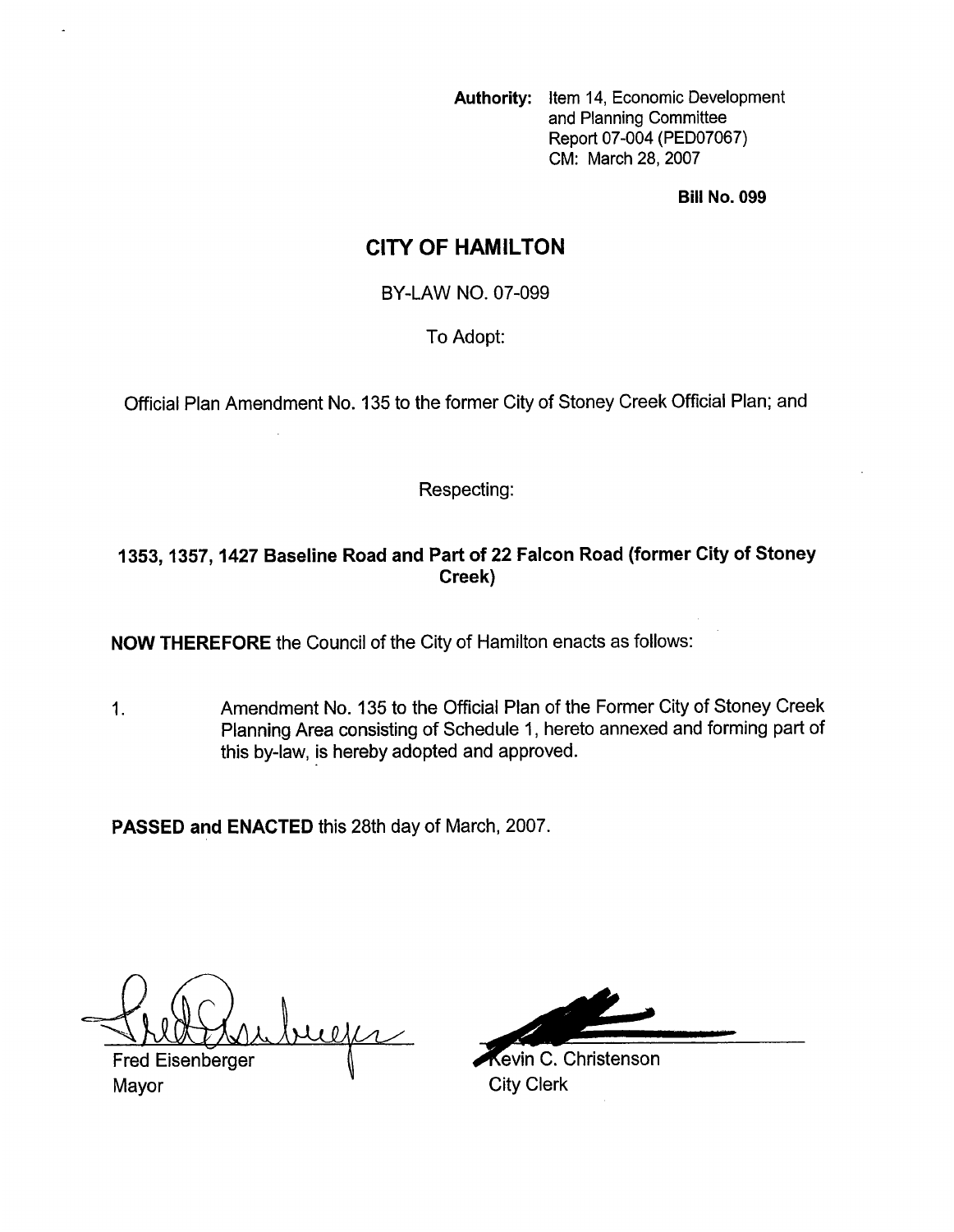**Authority:** Item 14, Economic Development and Planning Committee Report 07-004 (PED07067)
CM: March 28, 2007

**Bill No. 099**

# CITY OF HAMILTON

BY-LAW NO. 07-099

To Adopt:

Official Plan Amendment No. 135 to the former City of Stoney Creek Official Plan; and

Respecting:

## 1353, 1357, 1427 Baseline Road and Part of 22 Falcon Road (former City of Stoney Creek)

**NOW THEREFORE** the Council of the City of Hamilton enacts as follows:

1. Amendment No. 135 to the Official Plan of the Former City of Stoney Creek Planning Area consisting of Schedule 1, hereto annexed and forming part of this by-law, is hereby adopted and approved.

**PASSED and ENACTED** this 28th day of March, 2007.

Fred Eisenberger
Mayor

Kevin C. Christenson
City Clerk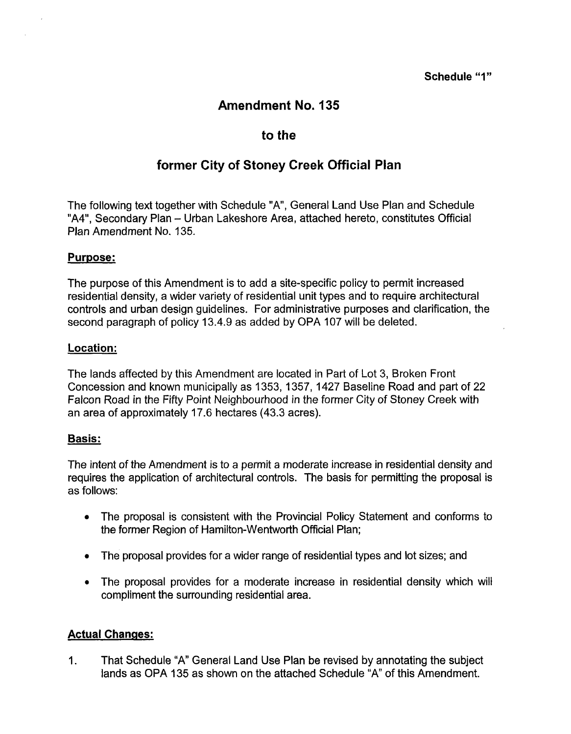Schedule "1"

# Amendment No. 135

## to the

## former City of Stoney Creek Official Plan

The following text together with Schedule "A", General Land Use Plan and Schedule "A4", Secondary Plan – Urban Lakeshore Area, attached hereto, constitutes Official Plan Amendment No. 135.

### Purpose:

The purpose of this Amendment is to add a site-specific policy to permit increased residential density, a wider variety of residential unit types and to require architectural controls and urban design guidelines. For administrative purposes and clarification, the second paragraph of policy 13.4.9 as added by OPA 107 will be deleted.

### Location:

The lands affected by this Amendment are located in Part of Lot 3, Broken Front Concession and known municipally as 1353, 1357, 1427 Baseline Road and part of 22 Falcon Road in the Fifty Point Neighbourhood in the former City of Stoney Creek with an area of approximately 17.6 hectares (43.3 acres).

### Basis:

The intent of the Amendment is to a permit a moderate increase in residential density and requires the application of architectural controls. The basis for permitting the proposal is as follows:

- The proposal is consistent with the Provincial Policy Statement and conforms to the former Region of Hamilton-Wentworth Official Plan;
- The proposal provides for a wider range of residential types and lot sizes; and
- The proposal provides for a moderate increase in residential density which will compliment the surrounding residential area.

### Actual Changes:

1. That Schedule "A" General Land Use Plan be revised by annotating the subject lands as OPA 135 as shown on the attached Schedule "A" of this Amendment.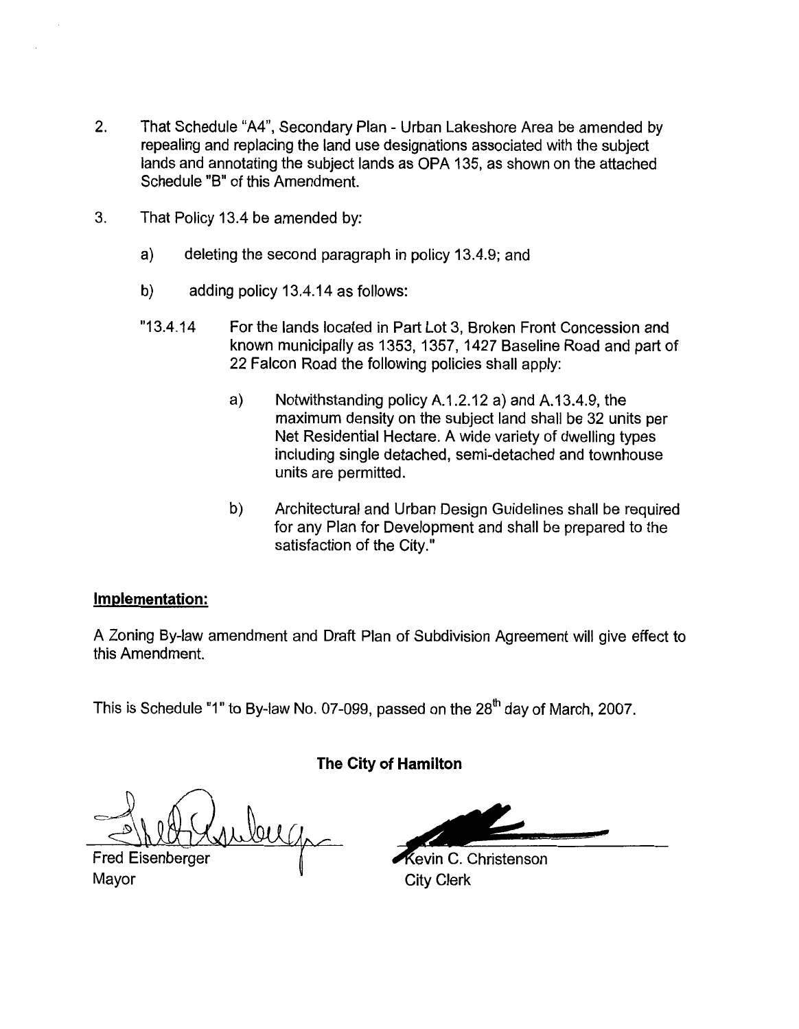2. That Schedule "A4", Secondary Plan - Urban Lakeshore Area be amended by repealing and replacing the land use designations associated with the subject lands and annotating the subject lands as OPA 135, as shown on the attached Schedule "B" of this Amendment.

3. That Policy 13.4 be amended by:

   a) deleting the second paragraph in policy 13.4.9; and

   b) adding policy 13.4.14 as follows:

   "13.4.14 For the lands located in Part Lot 3, Broken Front Concession and known municipally as 1353, 1357, 1427 Baseline Road and part of 22 Falcon Road the following policies shall apply:

   a) Notwithstanding policy A.1.2.12 a) and A.13.4.9, the maximum density on the subject land shall be 32 units per Net Residential Hectare. A wide variety of dwelling types including single detached, semi-detached and townhouse units are permitted.

   b) Architectural and Urban Design Guidelines shall be required for any Plan for Development and shall be prepared to the satisfaction of the City."

**Implementation:**

A Zoning By-law amendment and Draft Plan of Subdivision Agreement will give effect to this Amendment.

This is Schedule "1" to By-law No. 07-099, passed on the 28th day of March, 2007.

**The City of Hamilton**

Fred Eisenberger
Mayor

Kevin C. Christenson
City Clerk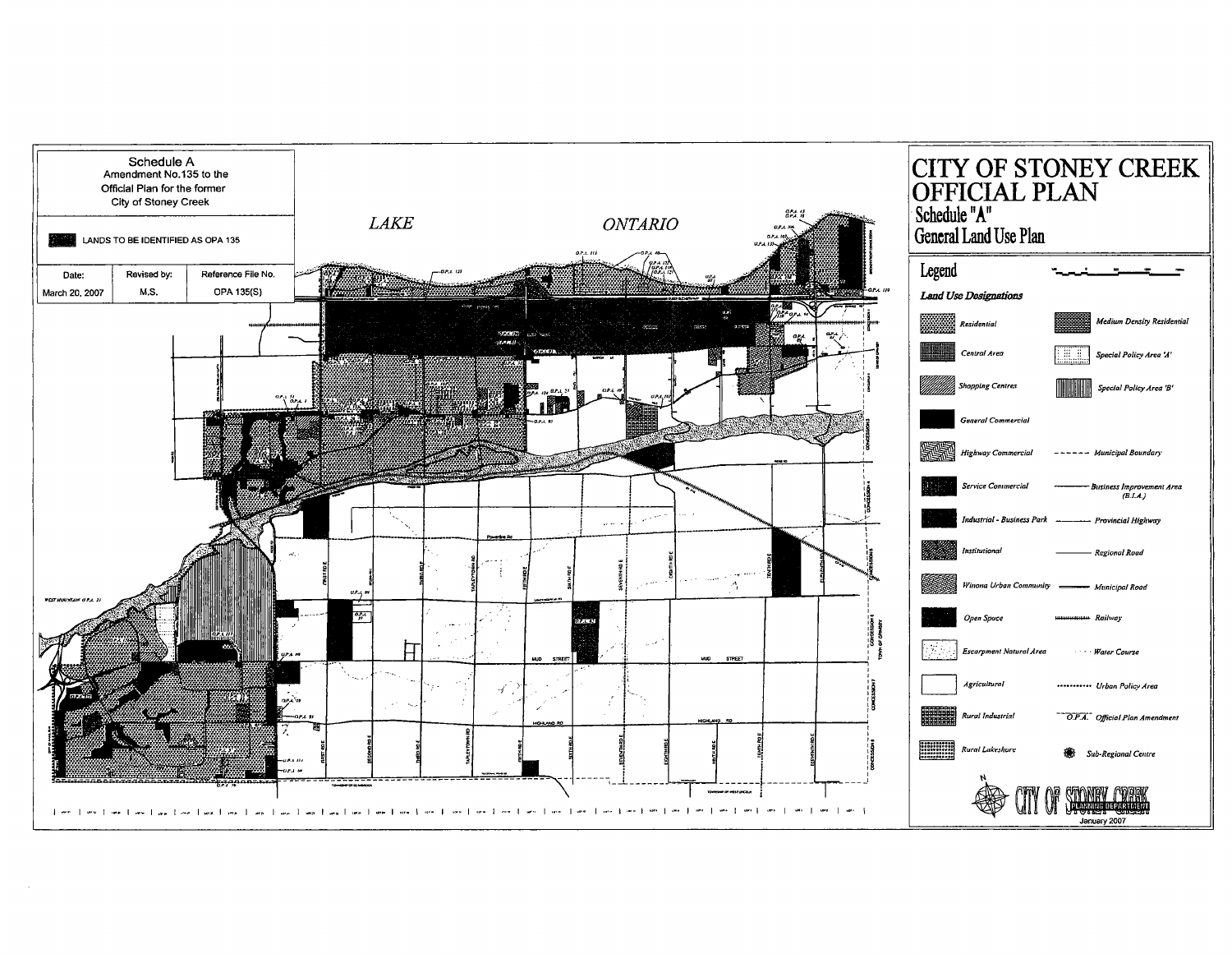# Schedule A

Amendment No.135 to the Official Plan for the former City of Stoney Creek

LANDS TO BE IDENTIFIED AS OPA 135

| Date: | Revised by: | Reference File No. |
|---|---|---|
| March 20, 2007 | M.S. | OPA 135(S) |

# CITY OF STONEY CREEK OFFICIAL PLAN

## Schedule "A"

## General Land Use Plan

LAKE ONTARIO

### Legend

*Land Use Designations*

- Residential
- Central Area
- Shopping Centres
- General Commercial
- Highway Commercial
- Service Commercial
- Industrial - Business Park
- Institutional
- Winona Urban Community
- Open Space
- Escarpment Natural Area
- Agricultural
- Rural Industrial
- Rural Lakeshore
- Medium Density Residential
- Special Policy Area 'A'
- Special Policy Area 'B'
- Municipal Boundary
- Business Improvement Area (B.I.A.)
- Provincial Highway
- Regional Road
- Municipal Road
- Railway
- Water Course
- Urban Policy Area
- O.P.A. Official Plan Amendment
- Sub-Regional Centre

CITY OF STONEY CREEK PLANNING DEPARTMENT

January 2007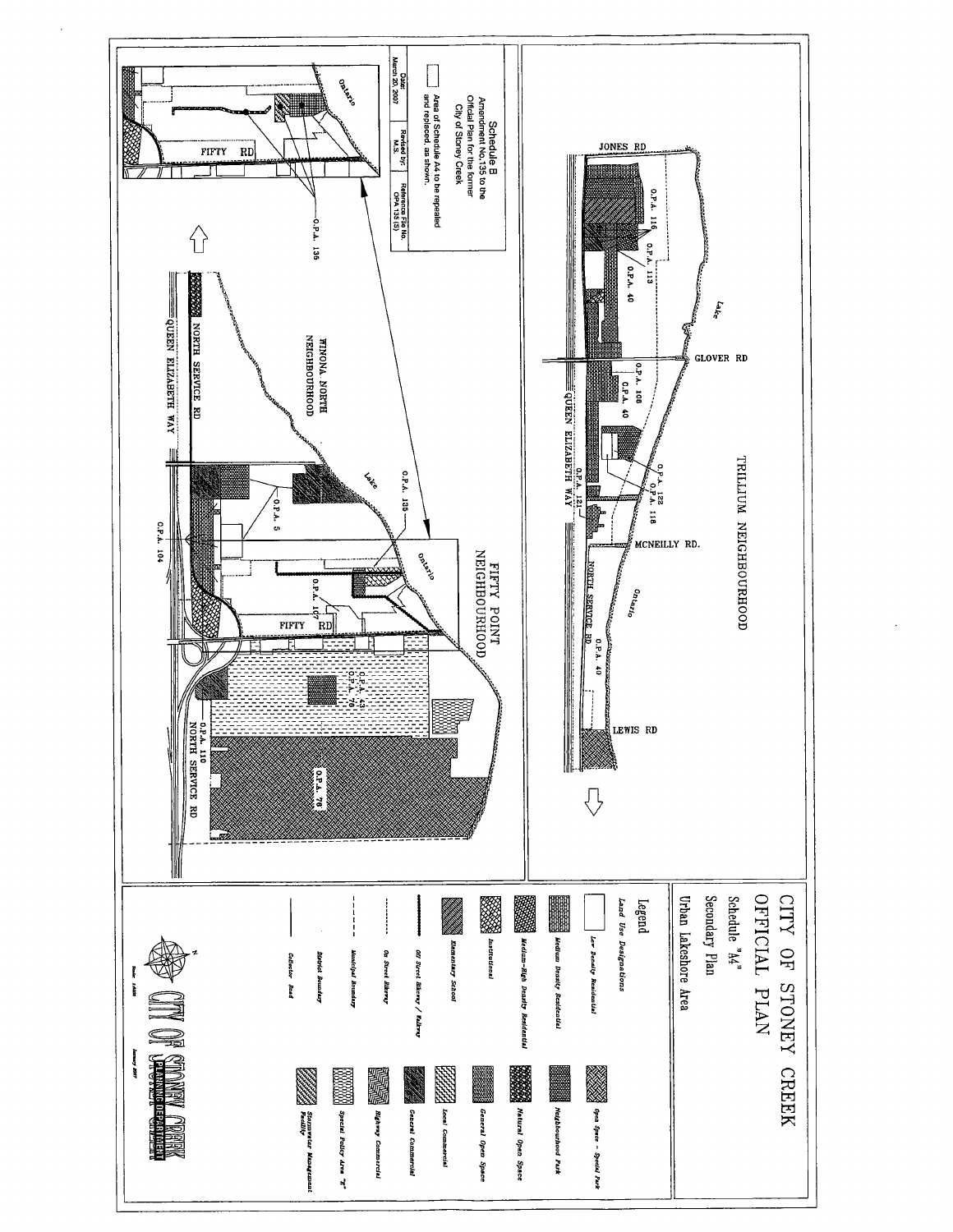# CITY OF STONEY CREEK
# OFFICIAL PLAN

Schedule "A4"

Secondary Plan

Urban Lakeshore Area

## Legend

*Land Use Designations*

- Low Density Residential
- Medium Density Residential
- Medium–High Density Residential
- Institutional
- Elementary School
- Off Street Bikeway / Walkway
- On Street Bikeway
- Municipal Boundary
- District Boundary
- Collector Road
- Open Space – Special Park
- Neighbourhood Park
- Natural Open Space
- General Open Space
- Local Commercial
- General Commercial
- Highway Commercial
- Special Policy Area "E"
- Stormwater Management Facility

CITY OF STONEY CREEK PLANNING DEPARTMENT

Scale 1:6000

January 2007

TRILLIUM NEIGHBOURHOOD

JONES RD

GLOVER RD

MCNEILLY RD.

LEWIS RD

QUEEN ELIZABETH WAY

NORTH SERVICE RD

Lake Ontario

O.P.A. 116

O.P.A. 113

O.P.A. 40

O.P.A. 106

O.P.A. 40

O.P.A. 121

O.P.A. 122

O.P.A. 118

O.P.A. 40

WINONA NORTH NEIGHBOURHOOD

FIFTY POINT NEIGHBOURHOOD

Lake Ontario

O.P.A. 135

O.P.A. 5

O.P.A. 104

O.P.A. 107

FIFTY RD

O.P.A. 63

O.P.A. 76

O.P.A. 76

O.P.A. 110

NORTH SERVICE RD

QUEEN ELIZABETH WAY

NORTH SERVICE RD

Schedule B

Amendment No.135 to the Official Plan for the former City of Stoney Creek

Area of Schedule A4 to be repealed and replaced, as shown.

| Date: | Revised by: | Reference File No. |
|---|---|---|
| March 20, 2007 | M.S. | OPA 135 (S) |

Ontario

FIFTY RD

O.P.A. 135